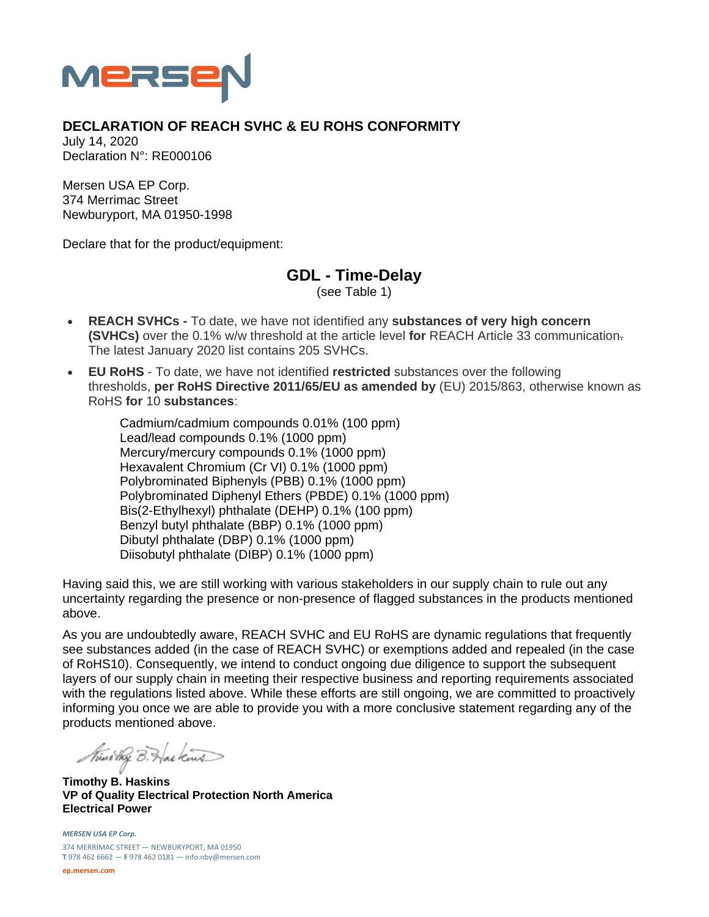MERSEN

## DECLARATION OF REACH SVHC & EU ROHS CONFORMITY

July 14, 2020
Declaration N°: RE000106

Mersen USA EP Corp.
374 Merrimac Street
Newburyport, MA 01950-1998

Declare that for the product/equipment:

### GDL - Time-Delay

(see Table 1)

- **REACH SVHCs -** To date, we have not identified any **substances of very high concern (SVHCs)** over the 0.1% w/w threshold at the article level **for** REACH Article 33 communication. The latest January 2020 list contains 205 SVHCs.
- **EU RoHS** - To date, we have not identified **restricted** substances over the following thresholds, **per RoHS Directive 2011/65/EU as amended by** (EU) 2015/863, otherwise known as RoHS **for** 10 **substances**:

  Cadmium/cadmium compounds 0.01% (100 ppm)
  Lead/lead compounds 0.1% (1000 ppm)
  Mercury/mercury compounds 0.1% (1000 ppm)
  Hexavalent Chromium (Cr VI) 0.1% (1000 ppm)
  Polybrominated Biphenyls (PBB) 0.1% (1000 ppm)
  Polybrominated Diphenyl Ethers (PBDE) 0.1% (1000 ppm)
  Bis(2-Ethylhexyl) phthalate (DEHP) 0.1% (100 ppm)
  Benzyl butyl phthalate (BBP) 0.1% (1000 ppm)
  Dibutyl phthalate (DBP) 0.1% (1000 ppm)
  Diisobutyl phthalate (DIBP) 0.1% (1000 ppm)

Having said this, we are still working with various stakeholders in our supply chain to rule out any uncertainty regarding the presence or non-presence of flagged substances in the products mentioned above.

As you are undoubtedly aware, REACH SVHC and EU RoHS are dynamic regulations that frequently see substances added (in the case of REACH SVHC) or exemptions added and repealed (in the case of RoHS10). Consequently, we intend to conduct ongoing due diligence to support the subsequent layers of our supply chain in meeting their respective business and reporting requirements associated with the regulations listed above. While these efforts are still ongoing, we are committed to proactively informing you once we are able to provide you with a more conclusive statement regarding any of the products mentioned above.

*Timothy B. Haskins*

**Timothy B. Haskins**
**VP of Quality Electrical Protection North America**
**Electrical Power**

*MERSEN USA EP Corp.*
374 MERRIMAC STREET — NEWBURYPORT, MA 01950
**T** 978 462 6662 — **F** 978 462 0181 — info.nby@mersen.com
ep.mersen.com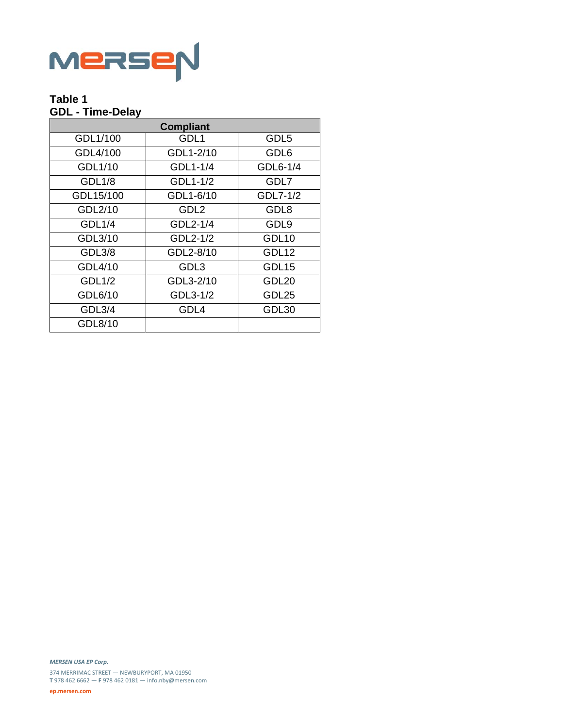**Table 1**
**GDL - Time-Delay**

| Compliant | | |
|---|---|---|
| GDL1/100 | GDL1 | GDL5 |
| GDL4/100 | GDL1-2/10 | GDL6 |
| GDL1/10 | GDL1-1/4 | GDL6-1/4 |
| GDL1/8 | GDL1-1/2 | GDL7 |
| GDL15/100 | GDL1-6/10 | GDL7-1/2 |
| GDL2/10 | GDL2 | GDL8 |
| GDL1/4 | GDL2-1/4 | GDL9 |
| GDL3/10 | GDL2-1/2 | GDL10 |
| GDL3/8 | GDL2-8/10 | GDL12 |
| GDL4/10 | GDL3 | GDL15 |
| GDL1/2 | GDL3-2/10 | GDL20 |
| GDL6/10 | GDL3-1/2 | GDL25 |
| GDL3/4 | GDL4 | GDL30 |
| GDL8/10 | | |

*MERSEN USA EP Corp.*

374 MERRIMAC STREET — NEWBURYPORT, MA 01950
**T** 978 462 6662 — **F** 978 462 0181 — info.nby@mersen.com

**ep.mersen.com**